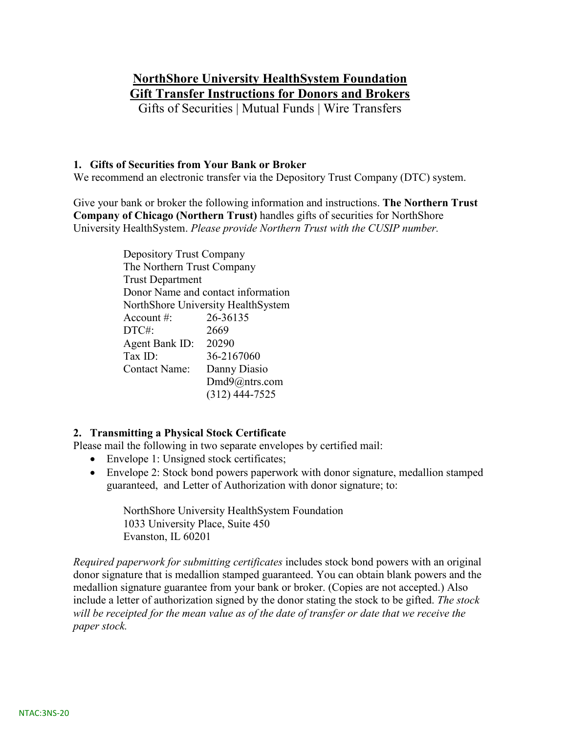# NorthShore University HealthSystem Foundation
# Gift Transfer Instructions for Donors and Brokers

Gifts of Securities | Mutual Funds | Wire Transfers

### 1. Gifts of Securities from Your Bank or Broker

We recommend an electronic transfer via the Depository Trust Company (DTC) system.

Give your bank or broker the following information and instructions. **The Northern Trust Company of Chicago (Northern Trust)** handles gifts of securities for NorthShore University HealthSystem. *Please provide Northern Trust with the CUSIP number.*

Depository Trust Company
The Northern Trust Company
Trust Department
Donor Name and contact information
NorthShore University HealthSystem

| | |
|---|---|
| Account #: | 26-36135 |
| DTC#: | 2669 |
| Agent Bank ID: | 20290 |
| Tax ID: | 36-2167060 |
| Contact Name: | Danny Diasio |
| | Dmd9@ntrs.com |
| | (312) 444-7525 |

### 2. Transmitting a Physical Stock Certificate

Please mail the following in two separate envelopes by certified mail:

- Envelope 1: Unsigned stock certificates;
- Envelope 2: Stock bond powers paperwork with donor signature, medallion stamped guaranteed, and Letter of Authorization with donor signature; to:

NorthShore University HealthSystem Foundation
1033 University Place, Suite 450
Evanston, IL 60201

*Required paperwork for submitting certificates* includes stock bond powers with an original donor signature that is medallion stamped guaranteed. You can obtain blank powers and the medallion signature guarantee from your bank or broker. (Copies are not accepted.) Also include a letter of authorization signed by the donor stating the stock to be gifted. *The stock will be receipted for the mean value as of the date of transfer or date that we receive the paper stock.*

NTAC:3NS-20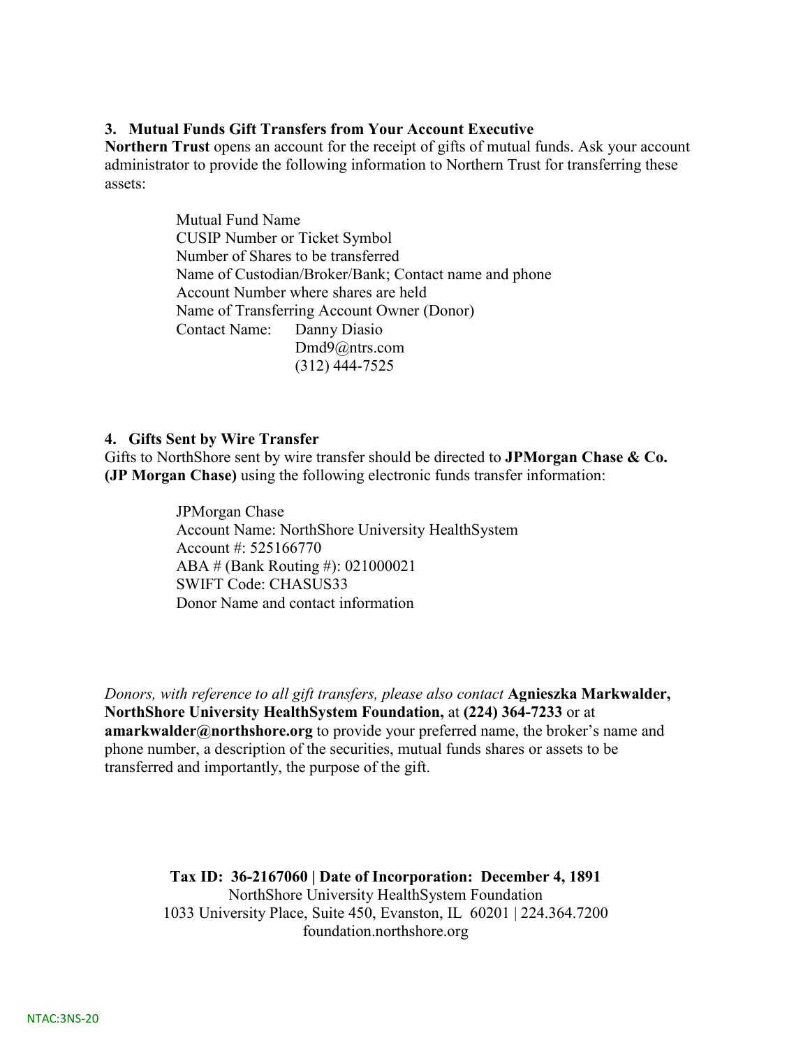### 3. Mutual Funds Gift Transfers from Your Account Executive

**Northern Trust** opens an account for the receipt of gifts of mutual funds. Ask your account administrator to provide the following information to Northern Trust for transferring these assets:

Mutual Fund Name
CUSIP Number or Ticket Symbol
Number of Shares to be transferred
Name of Custodian/Broker/Bank; Contact name and phone
Account Number where shares are held
Name of Transferring Account Owner (Donor)
Contact Name: Danny Diasio
Dmd9@ntrs.com
(312) 444-7525

### 4. Gifts Sent by Wire Transfer

Gifts to NorthShore sent by wire transfer should be directed to **JPMorgan Chase & Co. (JP Morgan Chase)** using the following electronic funds transfer information:

JPMorgan Chase
Account Name: NorthShore University HealthSystem
Account #: 525166770
ABA # (Bank Routing #): 021000021
SWIFT Code: CHASUS33
Donor Name and contact information

*Donors, with reference to all gift transfers, please also contact* **Agnieszka Markwalder, NorthShore University HealthSystem Foundation,** at **(224) 364-7233** or at **amarkwalder@northshore.org** to provide your preferred name, the broker's name and phone number, a description of the securities, mutual funds shares or assets to be transferred and importantly, the purpose of the gift.

**Tax ID: 36-2167060 | Date of Incorporation: December 4, 1891**
NorthShore University HealthSystem Foundation
1033 University Place, Suite 450, Evanston, IL 60201 | 224.364.7200
foundation.northshore.org

NTAC:3NS-20